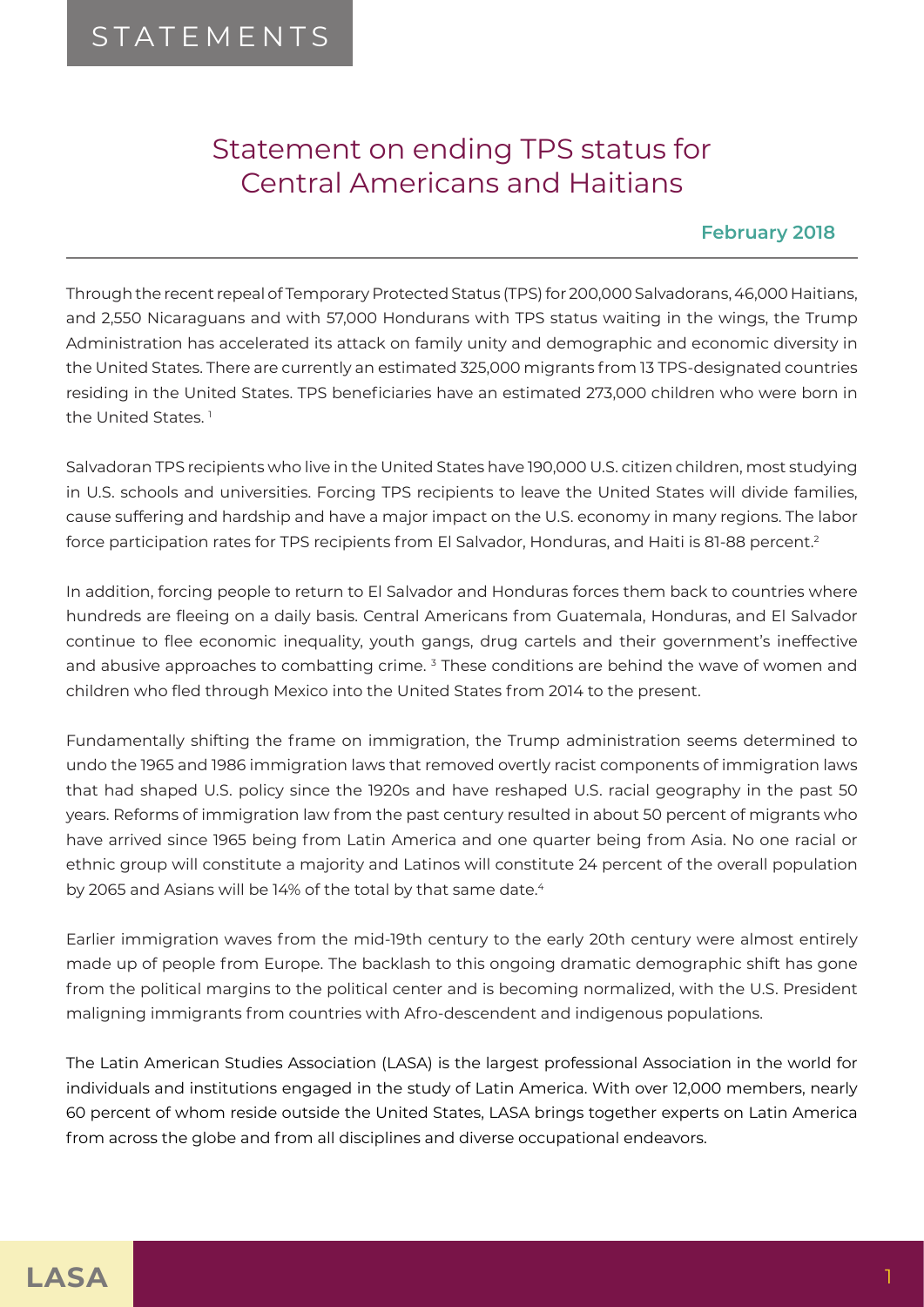STATEMENTS

# Statement on ending TPS status for Central Americans and Haitians

**February 2018**

Through the recent repeal of Temporary Protected Status (TPS) for 200,000 Salvadorans, 46,000 Haitians, and 2,550 Nicaraguans and with 57,000 Hondurans with TPS status waiting in the wings, the Trump Administration has accelerated its attack on family unity and demographic and economic diversity in the United States. There are currently an estimated 325,000 migrants from 13 TPS-designated countries residing in the United States. TPS beneficiaries have an estimated 273,000 children who were born in the United States.[1]

Salvadoran TPS recipients who live in the United States have 190,000 U.S. citizen children, most studying in U.S. schools and universities. Forcing TPS recipients to leave the United States will divide families, cause suffering and hardship and have a major impact on the U.S. economy in many regions. The labor force participation rates for TPS recipients from El Salvador, Honduras, and Haiti is 81-88 percent.[2]

In addition, forcing people to return to El Salvador and Honduras forces them back to countries where hundreds are fleeing on a daily basis. Central Americans from Guatemala, Honduras, and El Salvador continue to flee economic inequality, youth gangs, drug cartels and their government's ineffective and abusive approaches to combatting crime.[3] These conditions are behind the wave of women and children who fled through Mexico into the United States from 2014 to the present.

Fundamentally shifting the frame on immigration, the Trump administration seems determined to undo the 1965 and 1986 immigration laws that removed overtly racist components of immigration laws that had shaped U.S. policy since the 1920s and have reshaped U.S. racial geography in the past 50 years. Reforms of immigration law from the past century resulted in about 50 percent of migrants who have arrived since 1965 being from Latin America and one quarter being from Asia. No one racial or ethnic group will constitute a majority and Latinos will constitute 24 percent of the overall population by 2065 and Asians will be 14% of the total by that same date.[4]

Earlier immigration waves from the mid-19th century to the early 20th century were almost entirely made up of people from Europe. The backlash to this ongoing dramatic demographic shift has gone from the political margins to the political center and is becoming normalized, with the U.S. President maligning immigrants from countries with Afro-descendent and indigenous populations.

The Latin American Studies Association (LASA) is the largest professional Association in the world for individuals and institutions engaged in the study of Latin America. With over 12,000 members, nearly 60 percent of whom reside outside the United States, LASA brings together experts on Latin America from across the globe and from all disciplines and diverse occupational endeavors.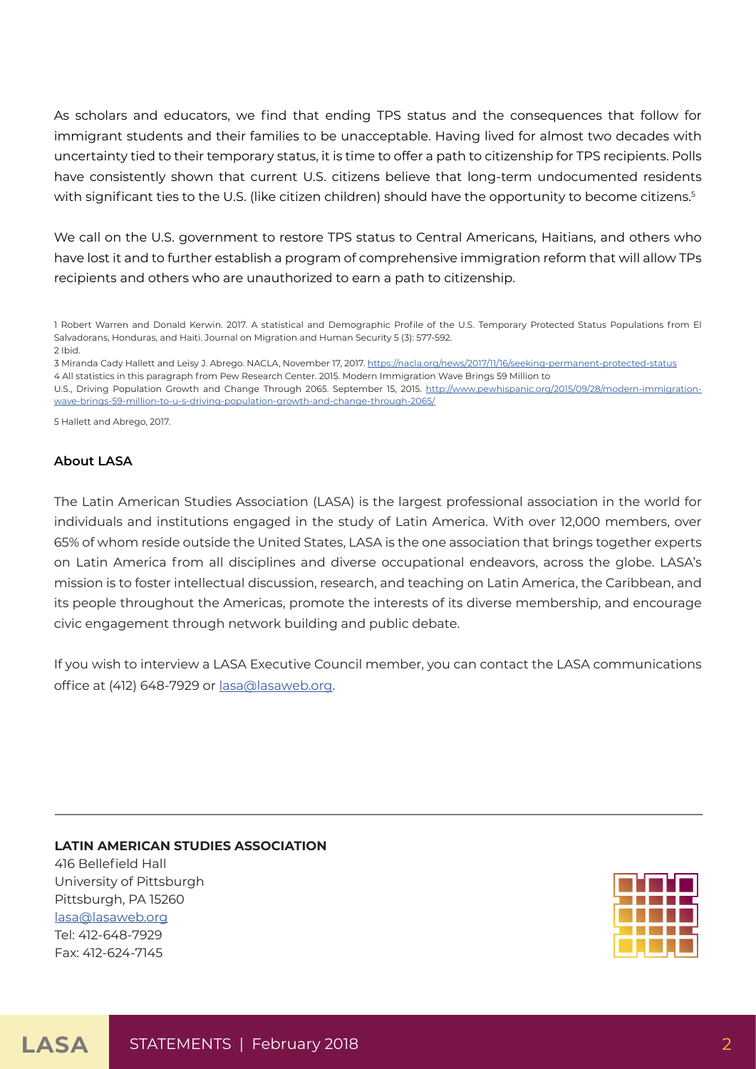As scholars and educators, we find that ending TPS status and the consequences that follow for immigrant students and their families to be unacceptable. Having lived for almost two decades with uncertainty tied to their temporary status, it is time to offer a path to citizenship for TPS recipients. Polls have consistently shown that current U.S. citizens believe that long-term undocumented residents with significant ties to the U.S. (like citizen children) should have the opportunity to become citizens.[5]

We call on the U.S. government to restore TPS status to Central Americans, Haitians, and others who have lost it and to further establish a program of comprehensive immigration reform that will allow TPs recipients and others who are unauthorized to earn a path to citizenship.

1 Robert Warren and Donald Kerwin. 2017. A statistical and Demographic Profile of the U.S. Temporary Protected Status Populations from El Salvadorans, Honduras, and Haiti. Journal on Migration and Human Security 5 (3): 577-592.
2 Ibid.
3 Miranda Cady Hallett and Leisy J. Abrego. NACLA, November 17, 2017. https://nacla.org/news/2017/11/16/seeking-permanent-protected-status
4 All statistics in this paragraph from Pew Research Center. 2015. Modern Immigration Wave Brings 59 Million to U.S., Driving Population Growth and Change Through 2065. September 15, 2015. http://www.pewhispanic.org/2015/09/28/modern-immigration-wave-brings-59-million-to-u-s-driving-population-growth-and-change-through-2065/

5 Hallett and Abrego, 2017.

**About LASA**

The Latin American Studies Association (LASA) is the largest professional association in the world for individuals and institutions engaged in the study of Latin America. With over 12,000 members, over 65% of whom reside outside the United States, LASA is the one association that brings together experts on Latin America from all disciplines and diverse occupational endeavors, across the globe. LASA's mission is to foster intellectual discussion, research, and teaching on Latin America, the Caribbean, and its people throughout the Americas, promote the interests of its diverse membership, and encourage civic engagement through network building and public debate.

If you wish to interview a LASA Executive Council member, you can contact the LASA communications office at (412) 648-7929 or lasa@lasaweb.org.

**LATIN AMERICAN STUDIES ASSOCIATION**
416 Bellefield Hall
University of Pittsburgh
Pittsburgh, PA 15260
lasa@lasaweb.org
Tel: 412-648-7929
Fax: 412-624-7145